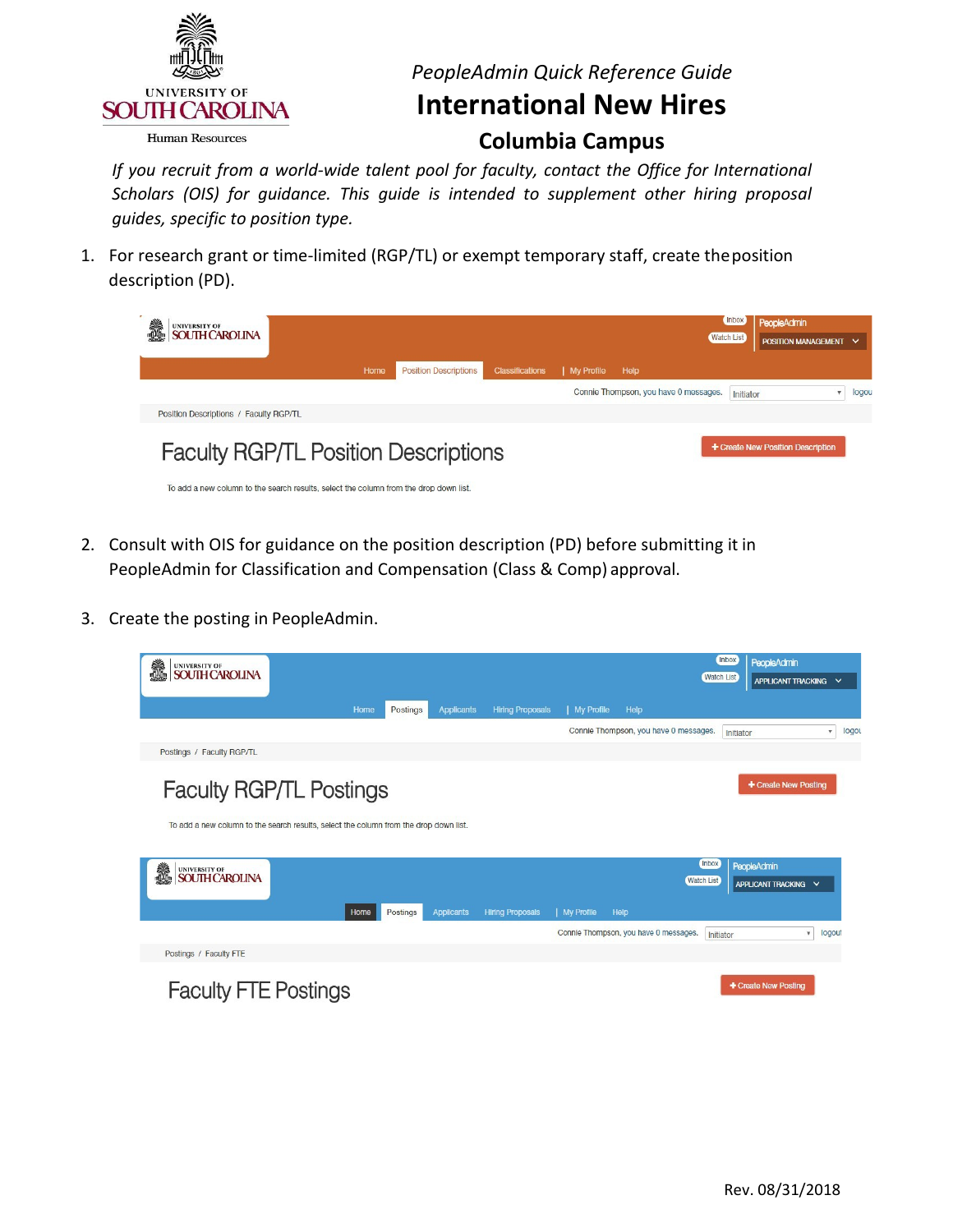*PeopleAdmin Quick Reference Guide*

# International New Hires

## Columbia Campus

*If you recruit from a world-wide talent pool for faculty, contact the Office for International Scholars (OIS) for guidance. This guide is intended to supplement other hiring proposal guides, specific to position type.*

1. For research grant or time-limited (RGP/TL) or exempt temporary staff, create the position description (PD).

2. Consult with OIS for guidance on the position description (PD) before submitting it in PeopleAdmin for Classification and Compensation (Class & Comp) approval.

3. Create the posting in PeopleAdmin.

Rev. 08/31/2018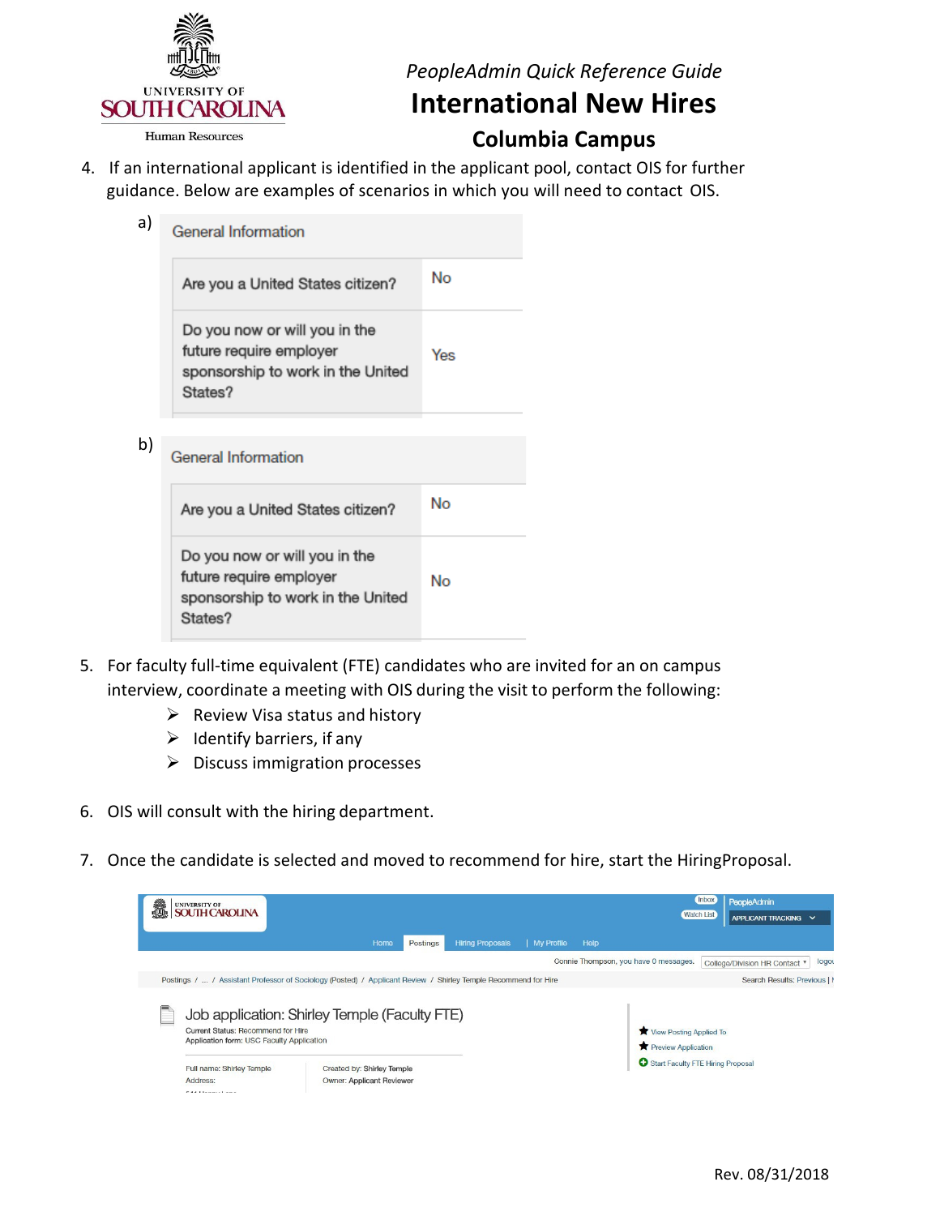4. If an international applicant is identified in the applicant pool, contact OIS for further guidance. Below are examples of scenarios in which you will need to contact OIS.

a)

| General Information | |
|---|---|
| Are you a United States citizen? | No |
| Do you now or will you in the future require employer sponsorship to work in the United States? | Yes |

b)

| General Information | |
|---|---|
| Are you a United States citizen? | No |
| Do you now or will you in the future require employer sponsorship to work in the United States? | No |

5. For faculty full-time equivalent (FTE) candidates who are invited for an on campus interview, coordinate a meeting with OIS during the visit to perform the following:
   - Review Visa status and history
   - Identify barriers, if any
   - Discuss immigration processes

6. OIS will consult with the hiring department.

7. Once the candidate is selected and moved to recommend for hire, start the HiringProposal.

Inbox | Watch List | PeopleAdmin | APPLICANT TRACKING

Home | Postings | Hiring Proposals | My Profile | Help

Connie Thompson, you have 0 messages. | College/Division HR Contact | logout

Postings / ... / Assistant Professor of Sociology (Posted) / Applicant Review / Shirley Temple Recommend for Hire | Search Results: Previous |

Job application: Shirley Temple (Faculty FTE)

Current Status: Recommend for Hire
Application form: USC Faculty Application

Full name: Shirley Temple | Created by: Shirley Temple
Address: | Owner: Applicant Reviewer

- View Posting Applied To
- Preview Application
- Start Faculty FTE Hiring Proposal

Rev. 08/31/2018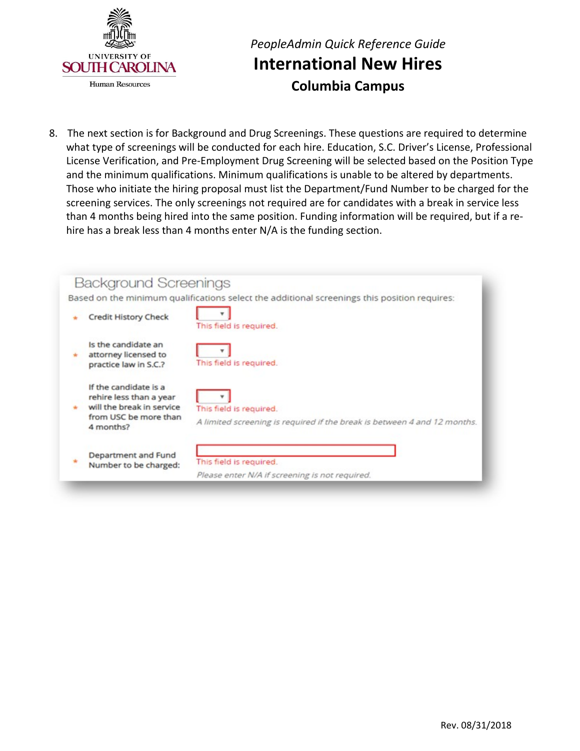8. The next section is for Background and Drug Screenings. These questions are required to determine what type of screenings will be conducted for each hire. Education, S.C. Driver's License, Professional License Verification, and Pre-Employment Drug Screening will be selected based on the Position Type and the minimum qualifications. Minimum qualifications is unable to be altered by departments. Those who initiate the hiring proposal must list the Department/Fund Number to be charged for the screening services. The only screenings not required are for candidates with a break in service less than 4 months being hired into the same position. Funding information will be required, but if a re-hire has a break less than 4 months enter N/A is the funding section.

## Background Screenings

Based on the minimum qualifications select the additional screenings this position requires:

- \* **Credit History Check** — This field is required.
- \* **Is the candidate an attorney licensed to practice law in S.C.?** — This field is required.
- \* **If the candidate is a rehire less than a year will the break in service from USC be more than 4 months?** — This field is required.
  *A limited screening is required if the break is between 4 and 12 months.*
- \* **Department and Fund Number to be charged:** — This field is required.
  *Please enter N/A if screening is not required.*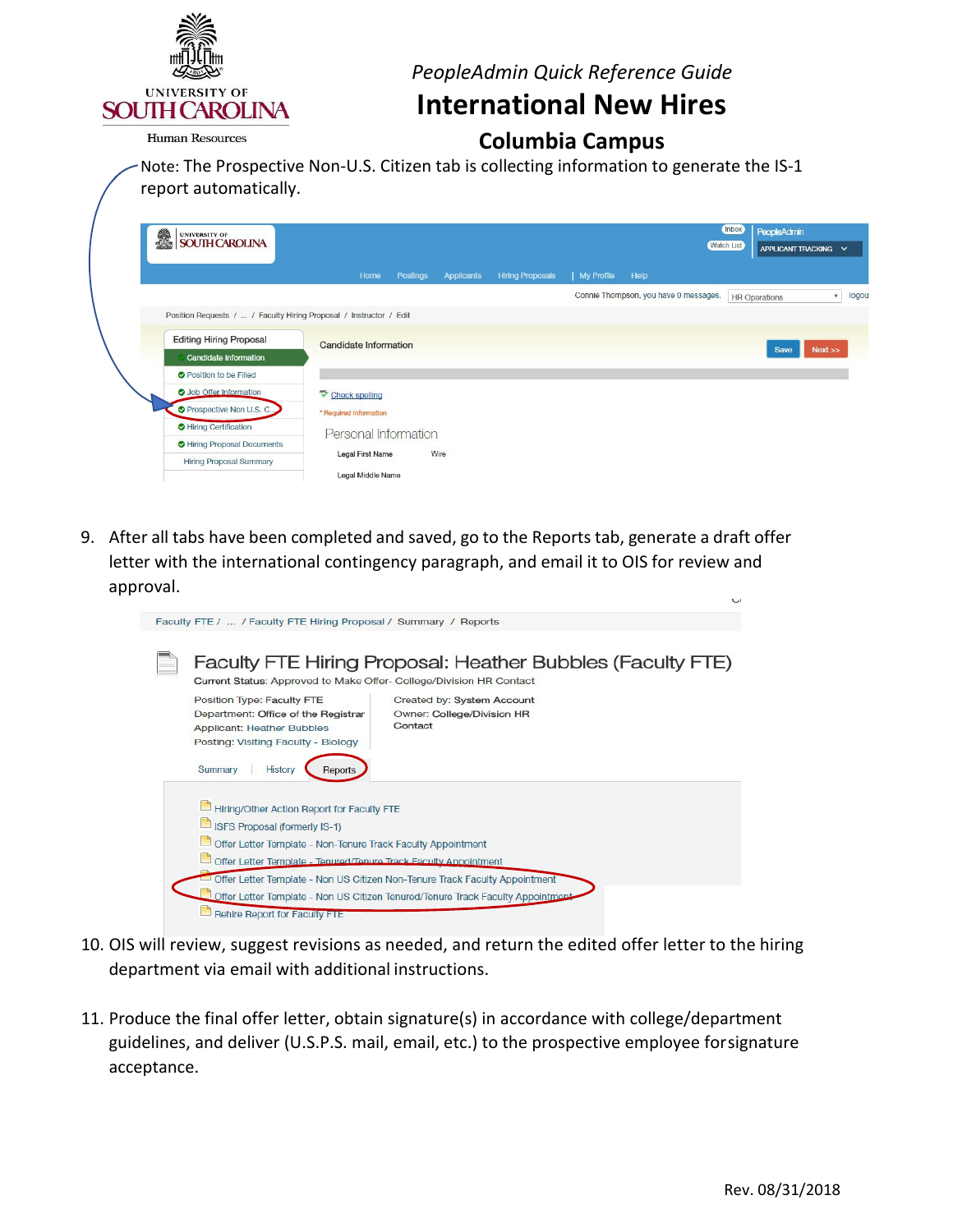*PeopleAdmin Quick Reference Guide*

# International New Hires

## Columbia Campus

Note: The Prospective Non-U.S. Citizen tab is collecting information to generate the IS-1 report automatically.

9. After all tabs have been completed and saved, go to the Reports tab, generate a draft offer letter with the international contingency paragraph, and email it to OIS for review and approval.

10. OIS will review, suggest revisions as needed, and return the edited offer letter to the hiring department via email with additional instructions.

11. Produce the final offer letter, obtain signature(s) in accordance with college/department guidelines, and deliver (U.S.P.S. mail, email, etc.) to the prospective employee forsignature acceptance.

Rev. 08/31/2018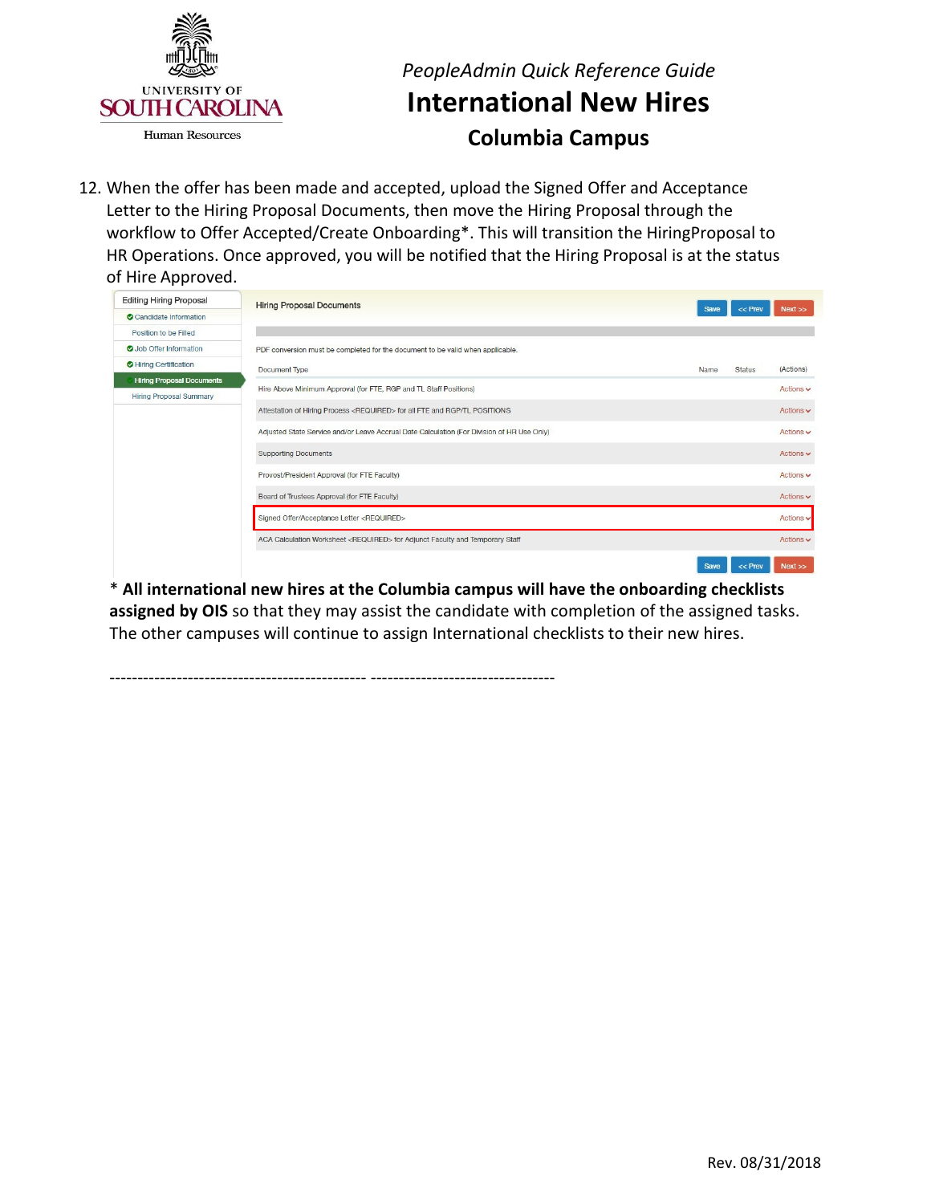12. When the offer has been made and accepted, upload the Signed Offer and Acceptance Letter to the Hiring Proposal Documents, then move the Hiring Proposal through the workflow to Offer Accepted/Create Onboarding*. This will transition the HiringProposal to HR Operations. Once approved, you will be notified that the Hiring Proposal is at the status of Hire Approved.

Editing Hiring Proposal
- Candidate Information
- Position to be Filled
- Job Offer Information
- Hiring Certification
- Hiring Proposal Documents
- Hiring Proposal Summary

**Hiring Proposal Documents**

PDF conversion must be completed for the document to be valid when applicable.

| Document Type | Name | Status | (Actions) |
| --- | --- | --- | --- |
| Hire Above Minimum Approval (for FTE, RGP and TL Staff Positions) | | | Actions |
| Attestation of Hiring Process <REQUIRED> for all FTE and RGP/TL POSITIONS | | | Actions |
| Adjusted State Service and/or Leave Accrual Date Calculation (For Division of HR Use Only) | | | Actions |
| Supporting Documents | | | Actions |
| Provost/President Approval (for FTE Faculty) | | | Actions |
| Board of Trustees Approval (for FTE Faculty) | | | Actions |
| Signed Offer/Acceptance Letter <REQUIRED> | | | Actions |
| ACA Calculation Worksheet <REQUIRED> for Adjunct Faculty and Temporary Staff | | | Actions |

\* **All international new hires at the Columbia campus will have the onboarding checklists assigned by OIS** so that they may assist the candidate with completion of the assigned tasks. The other campuses will continue to assign International checklists to their new hires.

---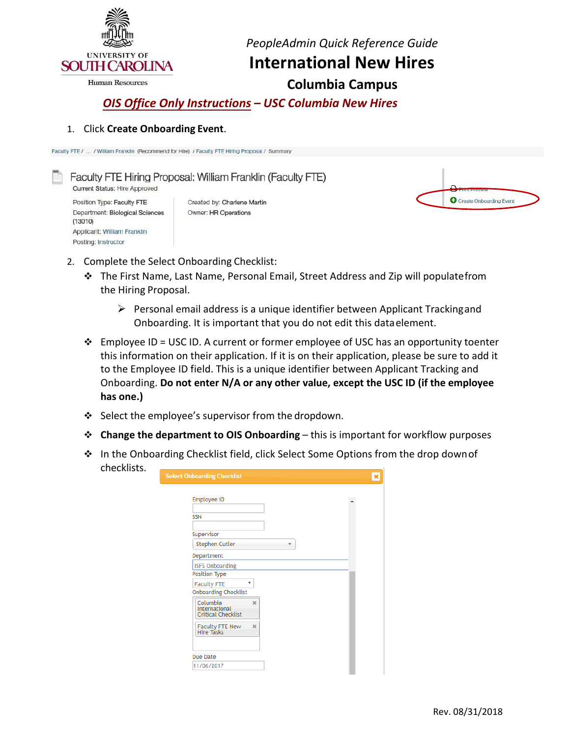PeopleAdmin Quick Reference Guide

# International New Hires

## Columbia Campus

### *OIS Office Only Instructions – USC Columbia New Hires*

1. Click **Create Onboarding Event**.

2. Complete the Select Onboarding Checklist:
   - The First Name, Last Name, Personal Email, Street Address and Zip will populate from the Hiring Proposal.
     - Personal email address is a unique identifier between Applicant Tracking and Onboarding. It is important that you do not edit this data element.
   - Employee ID = USC ID. A current or former employee of USC has an opportunity to enter this information on their application. If it is on their application, please be sure to add it to the Employee ID field. This is a unique identifier between Applicant Tracking and Onboarding. **Do not enter N/A or any other value, except the USC ID (if the employee has one.)**
   - Select the employee's supervisor from the dropdown.
   - **Change the department to OIS Onboarding** – this is important for workflow purposes
   - In the Onboarding Checklist field, click Select Some Options from the drop down of checklists.

Rev. 08/31/2018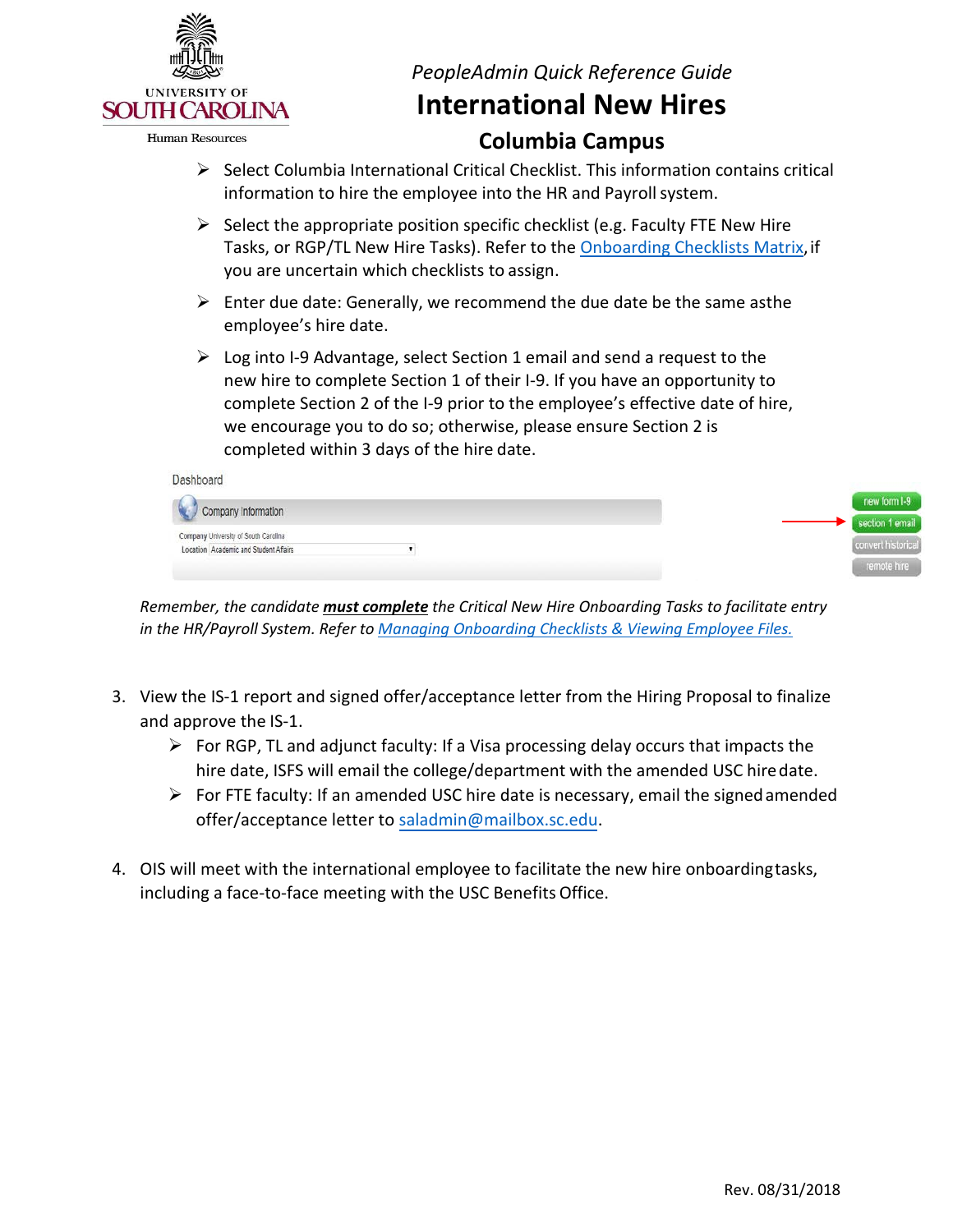- Select Columbia International Critical Checklist. This information contains critical information to hire the employee into the HR and Payroll system.
- Select the appropriate position specific checklist (e.g. Faculty FTE New Hire Tasks, or RGP/TL New Hire Tasks). Refer to the Onboarding Checklists Matrix, if you are uncertain which checklists to assign.
- Enter due date: Generally, we recommend the due date be the same asthe employee's hire date.
- Log into I-9 Advantage, select Section 1 email and send a request to the new hire to complete Section 1 of their I-9. If you have an opportunity to complete Section 2 of the I-9 prior to the employee's effective date of hire, we encourage you to do so; otherwise, please ensure Section 2 is completed within 3 days of the hire date.

Dashboard

Company Information

Company University of South Carolina

Location Academic and Student Affairs

new form I-9

section 1 email

convert historical

remote hire

*Remember, the candidate* ***must complete*** *the Critical New Hire Onboarding Tasks to facilitate entry in the HR/Payroll System. Refer to Managing Onboarding Checklists & Viewing Employee Files.*

3. View the IS-1 report and signed offer/acceptance letter from the Hiring Proposal to finalize and approve the IS-1.
   - For RGP, TL and adjunct faculty: If a Visa processing delay occurs that impacts the hire date, ISFS will email the college/department with the amended USC hiredate.
   - For FTE faculty: If an amended USC hire date is necessary, email the signedamended offer/acceptance letter to saladmin@mailbox.sc.edu.

4. OIS will meet with the international employee to facilitate the new hire onboardingtasks, including a face-to-face meeting with the USC Benefits Office.

Rev. 08/31/2018